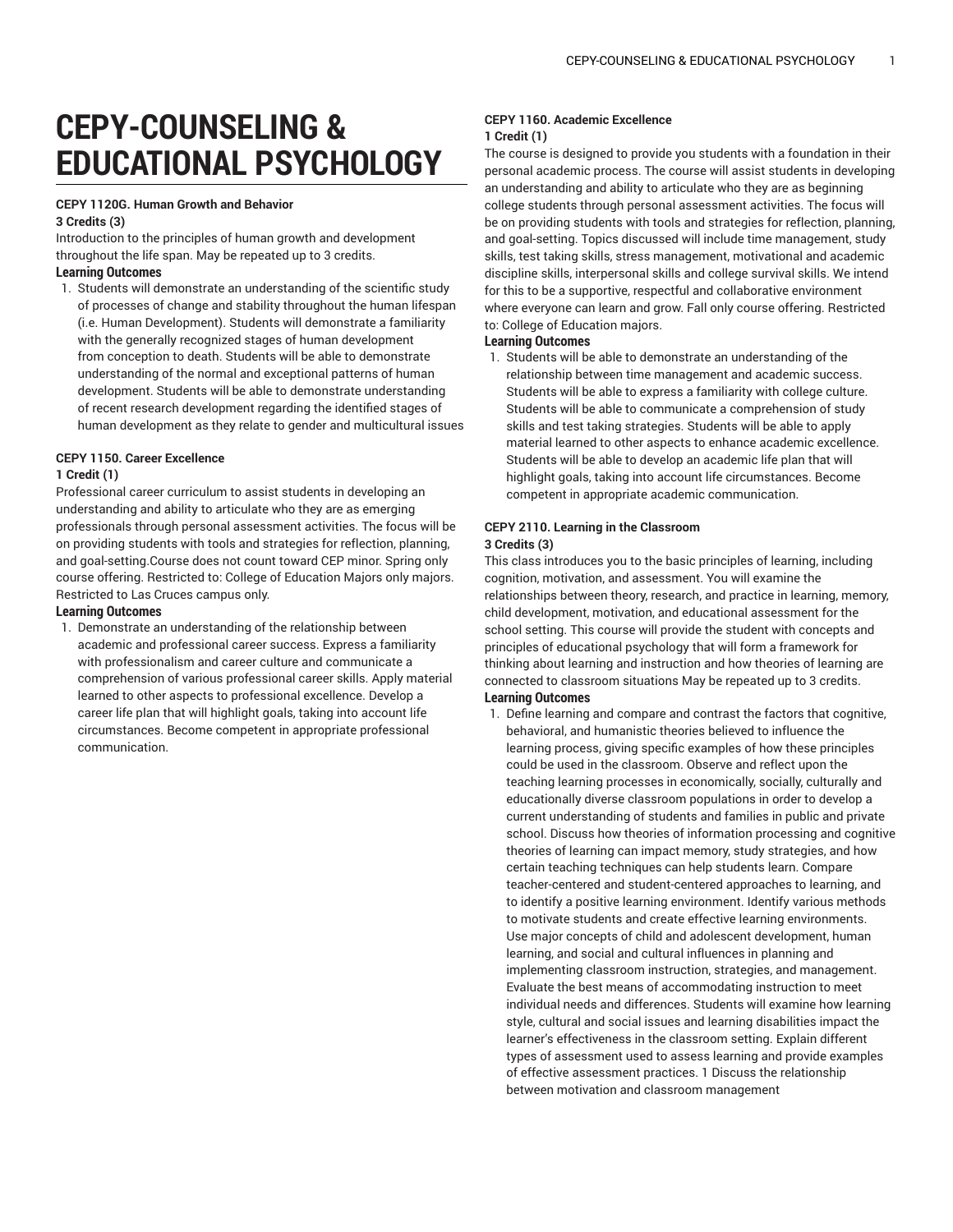# CEPY-COUNSELING & EDUCATIONAL PSYCHOLOGY

**CEPY 1120G. Human Growth and Behavior**
**3 Credits (3)**

Introduction to the principles of human growth and development throughout the life span. May be repeated up to 3 credits.

**Learning Outcomes**

1. Students will demonstrate an understanding of the scientific study of processes of change and stability throughout the human lifespan (i.e. Human Development). Students will demonstrate a familiarity with the generally recognized stages of human development from conception to death. Students will be able to demonstrate understanding of the normal and exceptional patterns of human development. Students will be able to demonstrate understanding of recent research development regarding the identified stages of human development as they relate to gender and multicultural issues

**CEPY 1150. Career Excellence**
**1 Credit (1)**

Professional career curriculum to assist students in developing an understanding and ability to articulate who they are as emerging professionals through personal assessment activities. The focus will be on providing students with tools and strategies for reflection, planning, and goal-setting.Course does not count toward CEP minor. Spring only course offering. Restricted to: College of Education Majors only majors. Restricted to Las Cruces campus only.

**Learning Outcomes**

1. Demonstrate an understanding of the relationship between academic and professional career success. Express a familiarity with professionalism and career culture and communicate a comprehension of various professional career skills. Apply material learned to other aspects to professional excellence. Develop a career life plan that will highlight goals, taking into account life circumstances. Become competent in appropriate professional communication.

**CEPY 1160. Academic Excellence**
**1 Credit (1)**

The course is designed to provide you students with a foundation in their personal academic process. The course will assist students in developing an understanding and ability to articulate who they are as beginning college students through personal assessment activities. The focus will be on providing students with tools and strategies for reflection, planning, and goal-setting. Topics discussed will include time management, study skills, test taking skills, stress management, motivational and academic discipline skills, interpersonal skills and college survival skills. We intend for this to be a supportive, respectful and collaborative environment where everyone can learn and grow. Fall only course offering. Restricted to: College of Education majors.

**Learning Outcomes**

1. Students will be able to demonstrate an understanding of the relationship between time management and academic success. Students will be able to express a familiarity with college culture. Students will be able to communicate a comprehension of study skills and test taking strategies. Students will be able to apply material learned to other aspects to enhance academic excellence. Students will be able to develop an academic life plan that will highlight goals, taking into account life circumstances. Become competent in appropriate academic communication.

**CEPY 2110. Learning in the Classroom**
**3 Credits (3)**

This class introduces you to the basic principles of learning, including cognition, motivation, and assessment. You will examine the relationships between theory, research, and practice in learning, memory, child development, motivation, and educational assessment for the school setting. This course will provide the student with concepts and principles of educational psychology that will form a framework for thinking about learning and instruction and how theories of learning are connected to classroom situations May be repeated up to 3 credits.

**Learning Outcomes**

1. Define learning and compare and contrast the factors that cognitive, behavioral, and humanistic theories believed to influence the learning process, giving specific examples of how these principles could be used in the classroom. Observe and reflect upon the teaching learning processes in economically, socially, culturally and educationally diverse classroom populations in order to develop a current understanding of students and families in public and private school. Discuss how theories of information processing and cognitive theories of learning can impact memory, study strategies, and how certain teaching techniques can help students learn. Compare teacher-centered and student-centered approaches to learning, and to identify a positive learning environment. Identify various methods to motivate students and create effective learning environments. Use major concepts of child and adolescent development, human learning, and social and cultural influences in planning and implementing classroom instruction, strategies, and management. Evaluate the best means of accommodating instruction to meet individual needs and differences. Students will examine how learning style, cultural and social issues and learning disabilities impact the learner's effectiveness in the classroom setting. Explain different types of assessment used to assess learning and provide examples of effective assessment practices. 1 Discuss the relationship between motivation and classroom management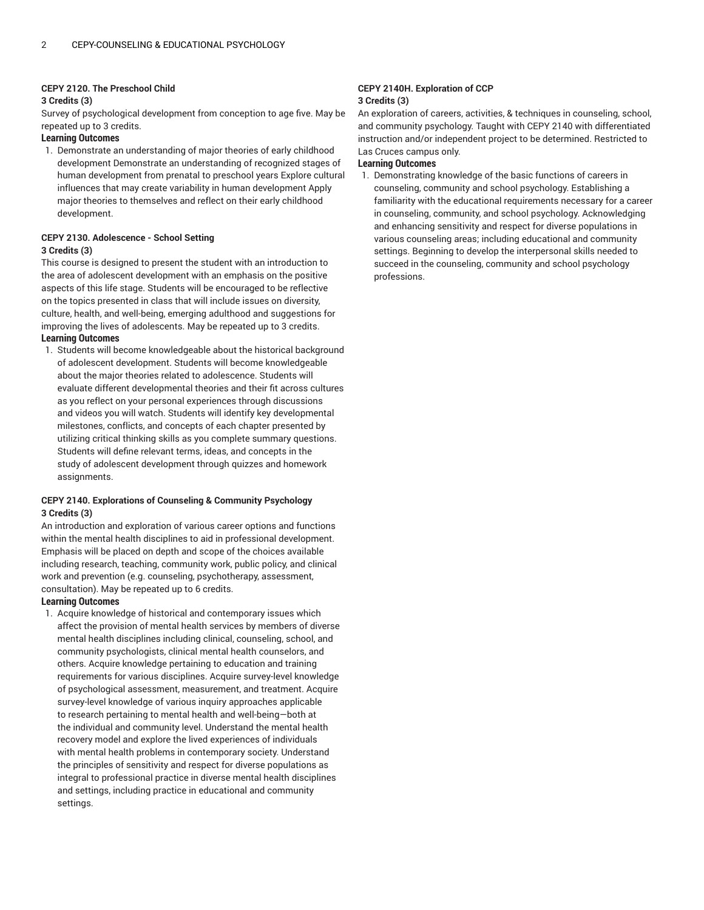**CEPY 2120. The Preschool Child**
**3 Credits (3)**

Survey of psychological development from conception to age five. May be repeated up to 3 credits.

**Learning Outcomes**

1. Demonstrate an understanding of major theories of early childhood development Demonstrate an understanding of recognized stages of human development from prenatal to preschool years Explore cultural influences that may create variability in human development Apply major theories to themselves and reflect on their early childhood development.

**CEPY 2130. Adolescence - School Setting**
**3 Credits (3)**

This course is designed to present the student with an introduction to the area of adolescent development with an emphasis on the positive aspects of this life stage. Students will be encouraged to be reflective on the topics presented in class that will include issues on diversity, culture, health, and well-being, emerging adulthood and suggestions for improving the lives of adolescents. May be repeated up to 3 credits.

**Learning Outcomes**

1. Students will become knowledgeable about the historical background of adolescent development. Students will become knowledgeable about the major theories related to adolescence. Students will evaluate different developmental theories and their fit across cultures as you reflect on your personal experiences through discussions and videos you will watch. Students will identify key developmental milestones, conflicts, and concepts of each chapter presented by utilizing critical thinking skills as you complete summary questions. Students will define relevant terms, ideas, and concepts in the study of adolescent development through quizzes and homework assignments.

**CEPY 2140. Explorations of Counseling & Community Psychology**
**3 Credits (3)**

An introduction and exploration of various career options and functions within the mental health disciplines to aid in professional development. Emphasis will be placed on depth and scope of the choices available including research, teaching, community work, public policy, and clinical work and prevention (e.g. counseling, psychotherapy, assessment, consultation). May be repeated up to 6 credits.

**Learning Outcomes**

1. Acquire knowledge of historical and contemporary issues which affect the provision of mental health services by members of diverse mental health disciplines including clinical, counseling, school, and community psychologists, clinical mental health counselors, and others. Acquire knowledge pertaining to education and training requirements for various disciplines. Acquire survey-level knowledge of psychological assessment, measurement, and treatment. Acquire survey-level knowledge of various inquiry approaches applicable to research pertaining to mental health and well-being—both at the individual and community level. Understand the mental health recovery model and explore the lived experiences of individuals with mental health problems in contemporary society. Understand the principles of sensitivity and respect for diverse populations as integral to professional practice in diverse mental health disciplines and settings, including practice in educational and community settings.

**CEPY 2140H. Exploration of CCP**
**3 Credits (3)**

An exploration of careers, activities, & techniques in counseling, school, and community psychology. Taught with CEPY 2140 with differentiated instruction and/or independent project to be determined. Restricted to Las Cruces campus only.

**Learning Outcomes**

1. Demonstrating knowledge of the basic functions of careers in counseling, community and school psychology. Establishing a familiarity with the educational requirements necessary for a career in counseling, community, and school psychology. Acknowledging and enhancing sensitivity and respect for diverse populations in various counseling areas; including educational and community settings. Beginning to develop the interpersonal skills needed to succeed in the counseling, community and school psychology professions.